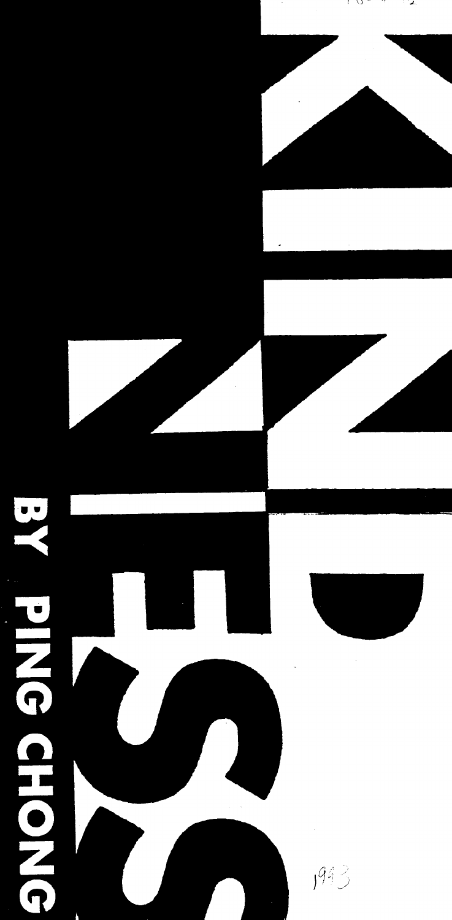# KINDNESS

BY PING CHONG

1993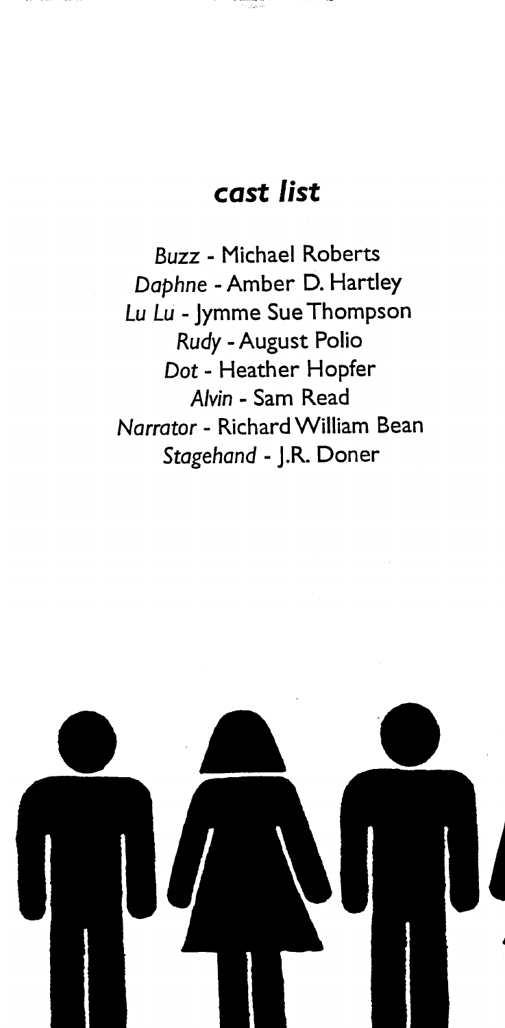## *cast list*

*Buzz* - Michael Roberts
*Daphne* - Amber D. Hartley
*Lu Lu* - Jymme Sue Thompson
*Rudy* - August Polio
*Dot* - Heather Hopfer
*Alvin* - Sam Read
*Narrator* - Richard William Bean
*Stagehand* - J.R. Doner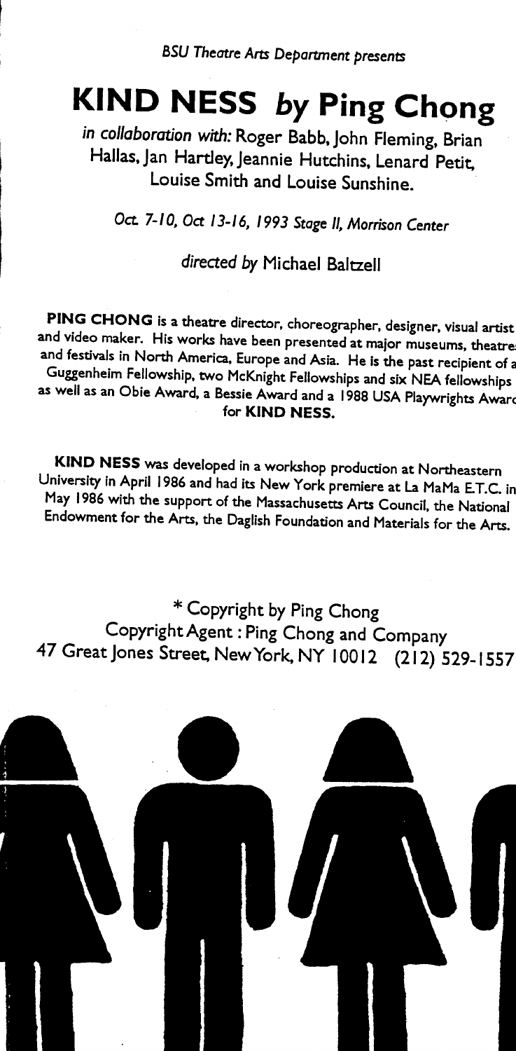*BSU Theatre Arts Department presents*

# KIND NESS *by* Ping Chong

*in collaboration with:* Roger Babb, John Fleming, Brian Hallas, Jan Hartley, Jeannie Hutchins, Lenard Petit, Louise Smith and Louise Sunshine.

*Oct. 7-10, Oct 13-16, 1993 Stage II, Morrison Center*

*directed by* Michael Baltzell

**PING CHONG** is a theatre director, choreographer, designer, visual artist and video maker. His works have been presented at major museums, theatres and festivals in North America, Europe and Asia. He is the past recipient of a Guggenheim Fellowship, two McKnight Fellowships and six NEA fellowships as well as an Obie Award, a Bessie Award and a 1988 USA Playwrights Award for **KIND NESS.**

**KIND NESS** was developed in a workshop production at Northeastern University in April 1986 and had its New York premiere at La MaMa E.T.C. in May 1986 with the support of the Massachusetts Arts Council, the National Endowment for the Arts, the Daglish Foundation and Materials for the Arts.

* Copyright by Ping Chong
Copyright Agent : Ping Chong and Company
47 Great Jones Street, New York, NY 10012 (212) 529-1557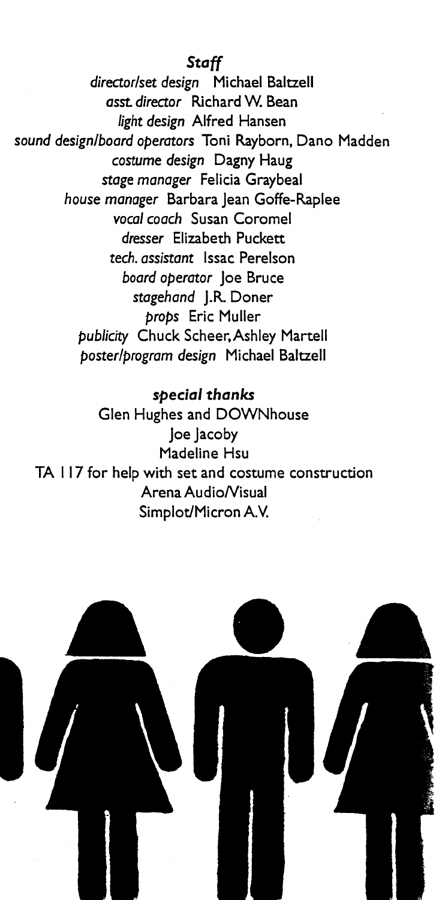### *Staff*

*director/set design* Michael Baltzell
*asst. director* Richard W. Bean
*light design* Alfred Hansen
*sound design/board operators* Toni Rayborn, Dano Madden
*costume design* Dagny Haug
*stage manager* Felicia Graybeal
*house manager* Barbara Jean Goffe-Raplee
*vocal coach* Susan Coromel
*dresser* Elizabeth Puckett
*tech. assistant* Issac Perelson
*board operator* Joe Bruce
*stagehand* J.R. Doner
*props* Eric Muller
*publicity* Chuck Scheer, Ashley Martell
*poster/program design* Michael Baltzell

### *special thanks*

Glen Hughes and DOWNhouse
Joe Jacoby
Madeline Hsu
TA 117 for help with set and costume construction
Arena Audio/Visual
Simplot/Micron A.V.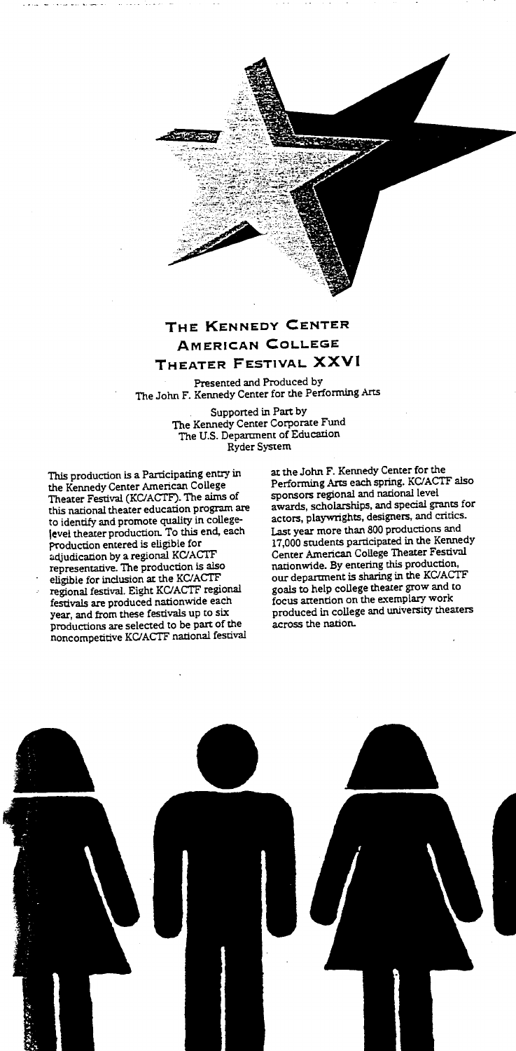# The Kennedy Center American College Theater Festival XXVI

Presented and Produced by
The John F. Kennedy Center for the Performing Arts

Supported in Part by
The Kennedy Center Corporate Fund
The U.S. Department of Education
Ryder System

This production is a Participating entry in the Kennedy Center American College Theater Festival (KC/ACTF). The aims of this national theater education program are to identify and promote quality in college-level theater production. To this end, each production entered is eligible for adjudication by a regional KC/ACTF representative. The production is also eligible for inclusion at the KC/ACTF regional festival. Eight KC/ACTF regional festivals are produced nationwide each year, and from these festivals up to six productions are selected to be part of the noncompetitive KC/ACTF national festival at the John F. Kennedy Center for the Performing Arts each spring. KC/ACTF also sponsors regional and national level awards, scholarships, and special grants for actors, playwrights, designers, and critics. Last year more than 800 productions and 17,000 students participated in the Kennedy Center American College Theater Festival nationwide. By entering this production, our department is sharing in the KC/ACTF goals to help college theater grow and to focus attention on the exemplary work produced in college and university theaters across the nation.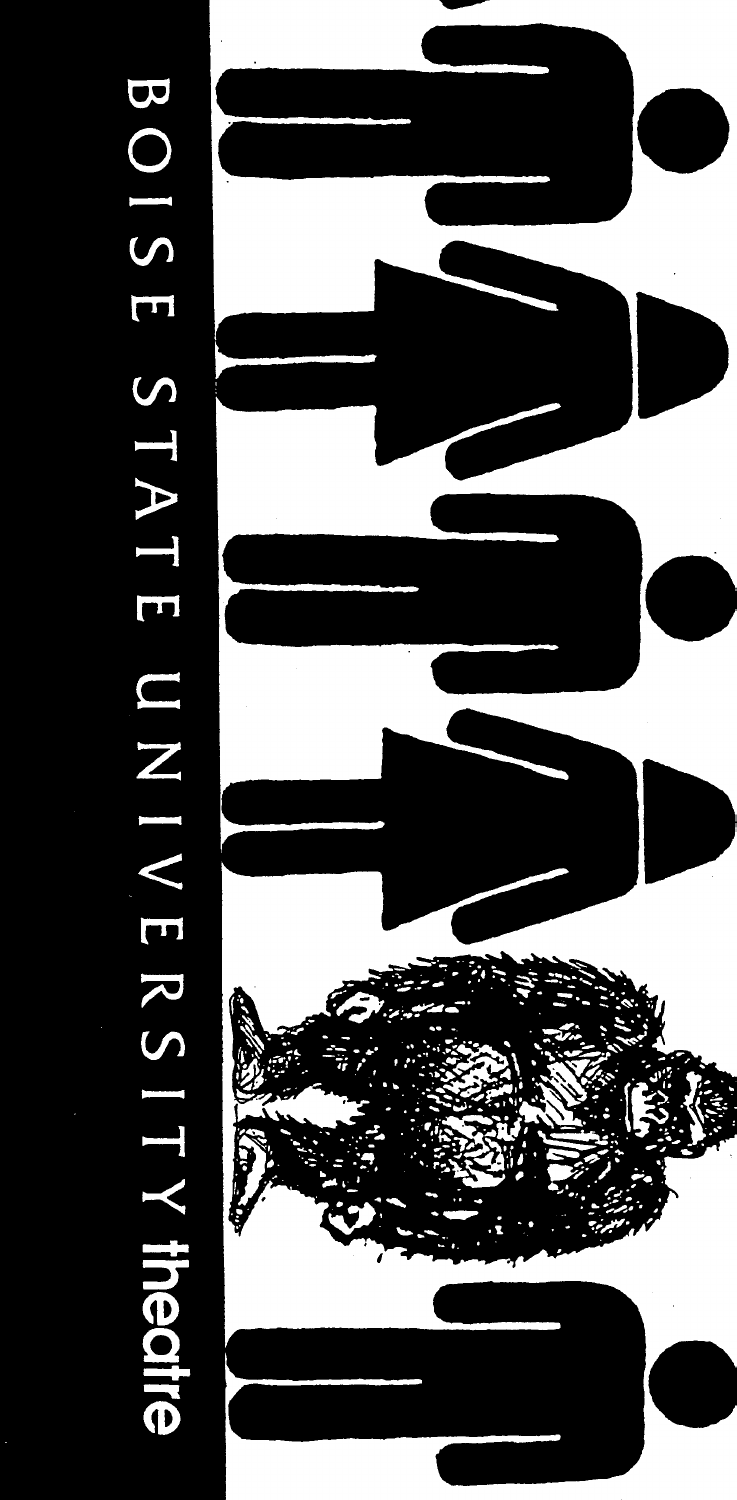BOISE STATE UNIVERSITY theatre